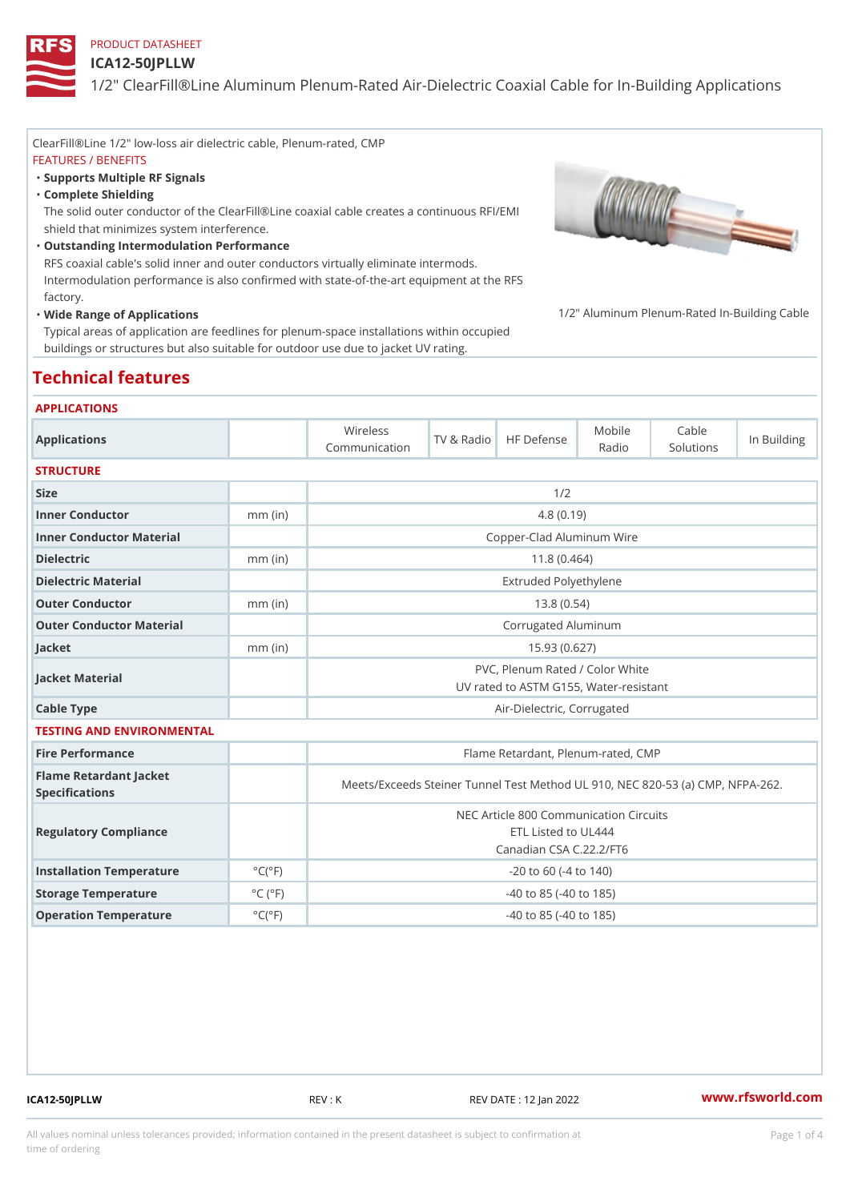PRODUCT DATASHEET

# ICA12-50JPLLW

## 1/2" ClearFill®Line Aluminum Plenum-Rated Air-Dielectric Coaxial Cable for In-Building Applications

ClearFill®Line 1/2" low-loss air dielectric cable, Plenum-rated, CMP

FEATURES / BENEFITS

- **Supports Multiple RF Signals**
- **Complete Shielding**
  The solid outer conductor of the ClearFill®Line coaxial cable creates a continuous RFI/EMI shield that minimizes system interference.
- **Outstanding Intermodulation Performance**
  RFS coaxial cable's solid inner and outer conductors virtually eliminate intermods. Intermodulation performance is also confirmed with state-of-the-art equipment at the RFS factory.
- **Wide Range of Applications**
  Typical areas of application are feedlines for plenum-space installations within occupied buildings or structures but also suitable for outdoor use due to jacket UV rating.

1/2" Aluminum Plenum-Rated In-Building Cable

## Technical features

APPLICATIONS

| Applications | | Wireless Communication | TV & Radio | HF Defense | Mobile Radio | Cable Solutions | In Building |
|---|---|---|---|---|---|---|---|

STRUCTURE

| | | |
|---|---|---|
| Size | | 1/2 |
| Inner Conductor | mm (in) | 4.8 (0.19) |
| Inner Conductor Material | | Copper-Clad Aluminum Wire |
| Dielectric | mm (in) | 11.8 (0.464) |
| Dielectric Material | | Extruded Polyethylene |
| Outer Conductor | mm (in) | 13.8 (0.54) |
| Outer Conductor Material | | Corrugated Aluminum |
| Jacket | mm (in) | 15.93 (0.627) |
| Jacket Material | | PVC, Plenum Rated / Color White<br>UV rated to ASTM G155, Water-resistant |
| Cable Type | | Air-Dielectric, Corrugated |

TESTING AND ENVIRONMENTAL

| | | |
|---|---|---|
| Fire Performance | | Flame Retardant, Plenum-rated, CMP |
| Flame Retardant Jacket Specifications | | Meets/Exceeds Steiner Tunnel Test Method UL 910, NEC 820-53 (a) CMP, NFPA-262. |
| Regulatory Compliance | | NEC Article 800 Communication Circuits<br>ETL Listed to UL444<br>Canadian CSA C.22.2/FT6 |
| Installation Temperature | °C(°F) | -20 to 60 (-4 to 140) |
| Storage Temperature | °C (°F) | -40 to 85 (-40 to 185) |
| Operation Temperature | °C(°F) | -40 to 85 (-40 to 185) |

ICA12-50JPLLW REV : K REV DATE : 12 Jan 2022 www.rfsworld.com

All values nominal unless tolerances provided; information contained in the present datasheet is subject to confirmation at time of ordering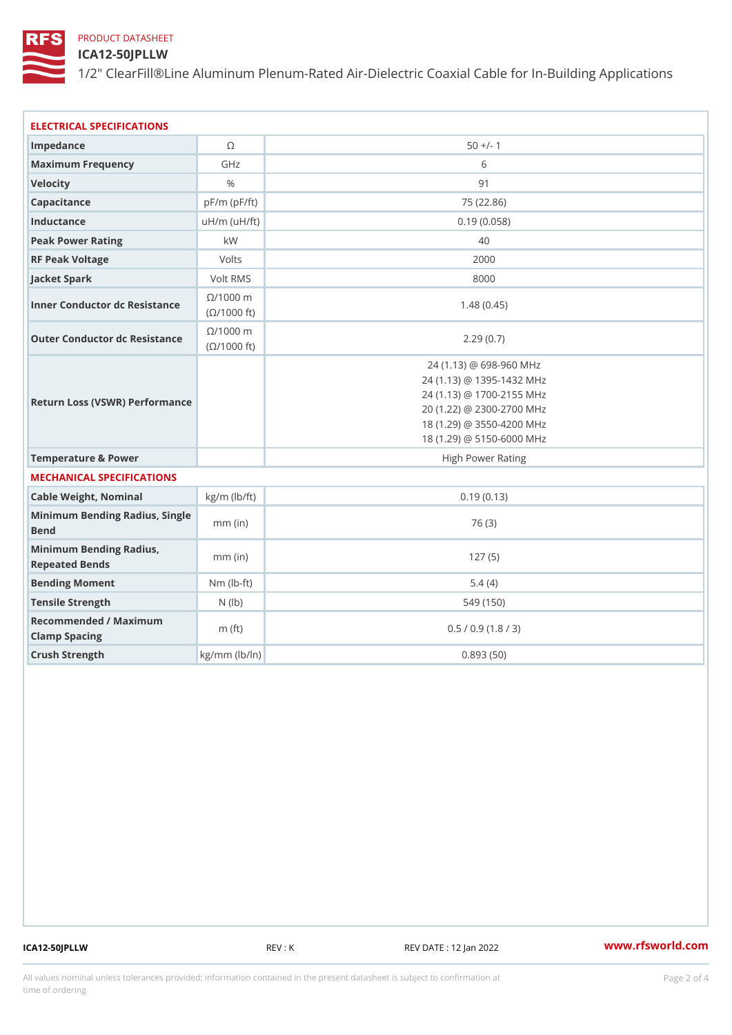PRODUCT DATASHEET

# ICA12-50JPLLW

1/2" ClearFill®Line Aluminum Plenum-Rated Air-Dielectric Coaxial Cable for In-Building Applications

## ELECTRICAL SPECIFICATIONS

| Parameter | Unit | Value |
|---|---|---|
| Impedance | Ω | 50 +/- 1 |
| Maximum Frequency | GHz | 6 |
| Velocity | % | 91 |
| Capacitance | pF/m (pF/ft) | 75 (22.86) |
| Inductance | uH/m (uH/ft) | 0.19 (0.058) |
| Peak Power Rating | kW | 40 |
| RF Peak Voltage | Volts | 2000 |
| Jacket Spark | Volt RMS | 8000 |
| Inner Conductor dc Resistance | Ω/1000 m (Ω/1000 ft) | 1.48 (0.45) |
| Outer Conductor dc Resistance | Ω/1000 m (Ω/1000 ft) | 2.29 (0.7) |
| Return Loss (VSWR) Performance | | 24 (1.13) @ 698-960 MHz<br>24 (1.13) @ 1395-1432 MHz<br>24 (1.13) @ 1700-2155 MHz<br>20 (1.22) @ 2300-2700 MHz<br>18 (1.29) @ 3550-4200 MHz<br>18 (1.29) @ 5150-6000 MHz |
| Temperature & Power | | High Power Rating |

## MECHANICAL SPECIFICATIONS

| Parameter | Unit | Value |
|---|---|---|
| Cable Weight, Nominal | kg/m (lb/ft) | 0.19 (0.13) |
| Minimum Bending Radius, Single Bend | mm (in) | 76 (3) |
| Minimum Bending Radius, Repeated Bends | mm (in) | 127 (5) |
| Bending Moment | Nm (lb-ft) | 5.4 (4) |
| Tensile Strength | N (lb) | 549 (150) |
| Recommended / Maximum Clamp Spacing | m (ft) | 0.5 / 0.9 (1.8 / 3) |
| Crush Strength | kg/mm (lb/ln) | 0.893 (50) |

ICA12-50JPLLW REV : K REV DATE : 12 Jan 2022 www.rfsworld.com

All values nominal unless tolerances provided; information contained in the present datasheet is subject to confirmation at time of ordering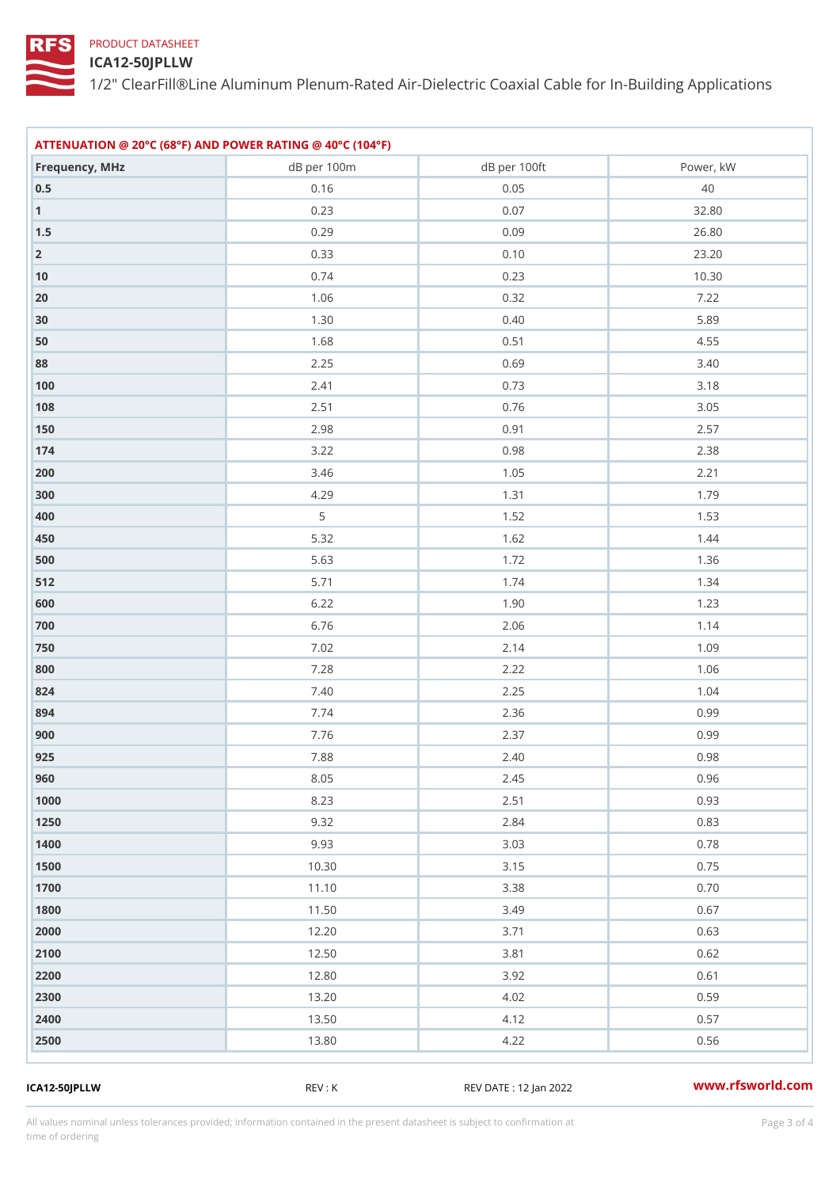PRODUCT DATASHEET

# ICA12-50JPLLW

1/2" ClearFill®Line Aluminum Plenum-Rated Air-Dielectric Coaxial Cable for In-Building Applications

## ATTENUATION @ 20°C (68°F) AND POWER RATING @ 40°C (104°F)

| Frequency, MHz | dB per 100m | dB per 100ft | Power, kW |
|---|---|---|---|
| 0.5 | 0.16 | 0.05 | 40 |
| 1 | 0.23 | 0.07 | 32.80 |
| 1.5 | 0.29 | 0.09 | 26.80 |
| 2 | 0.33 | 0.10 | 23.20 |
| 10 | 0.74 | 0.23 | 10.30 |
| 20 | 1.06 | 0.32 | 7.22 |
| 30 | 1.30 | 0.40 | 5.89 |
| 50 | 1.68 | 0.51 | 4.55 |
| 88 | 2.25 | 0.69 | 3.40 |
| 100 | 2.41 | 0.73 | 3.18 |
| 108 | 2.51 | 0.76 | 3.05 |
| 150 | 2.98 | 0.91 | 2.57 |
| 174 | 3.22 | 0.98 | 2.38 |
| 200 | 3.46 | 1.05 | 2.21 |
| 300 | 4.29 | 1.31 | 1.79 |
| 400 | 5 | 1.52 | 1.53 |
| 450 | 5.32 | 1.62 | 1.44 |
| 500 | 5.63 | 1.72 | 1.36 |
| 512 | 5.71 | 1.74 | 1.34 |
| 600 | 6.22 | 1.90 | 1.23 |
| 700 | 6.76 | 2.06 | 1.14 |
| 750 | 7.02 | 2.14 | 1.09 |
| 800 | 7.28 | 2.22 | 1.06 |
| 824 | 7.40 | 2.25 | 1.04 |
| 894 | 7.74 | 2.36 | 0.99 |
| 900 | 7.76 | 2.37 | 0.99 |
| 925 | 7.88 | 2.40 | 0.98 |
| 960 | 8.05 | 2.45 | 0.96 |
| 1000 | 8.23 | 2.51 | 0.93 |
| 1250 | 9.32 | 2.84 | 0.83 |
| 1400 | 9.93 | 3.03 | 0.78 |
| 1500 | 10.30 | 3.15 | 0.75 |
| 1700 | 11.10 | 3.38 | 0.70 |
| 1800 | 11.50 | 3.49 | 0.67 |
| 2000 | 12.20 | 3.71 | 0.63 |
| 2100 | 12.50 | 3.81 | 0.62 |
| 2200 | 12.80 | 3.92 | 0.61 |
| 2300 | 13.20 | 4.02 | 0.59 |
| 2400 | 13.50 | 4.12 | 0.57 |
| 2500 | 13.80 | 4.22 | 0.56 |

ICA12-50JPLLW REV : K REV DATE : 12 Jan 2022 www.rfsworld.com

All values nominal unless tolerances provided; information contained in the present datasheet is subject to confirmation at time of ordering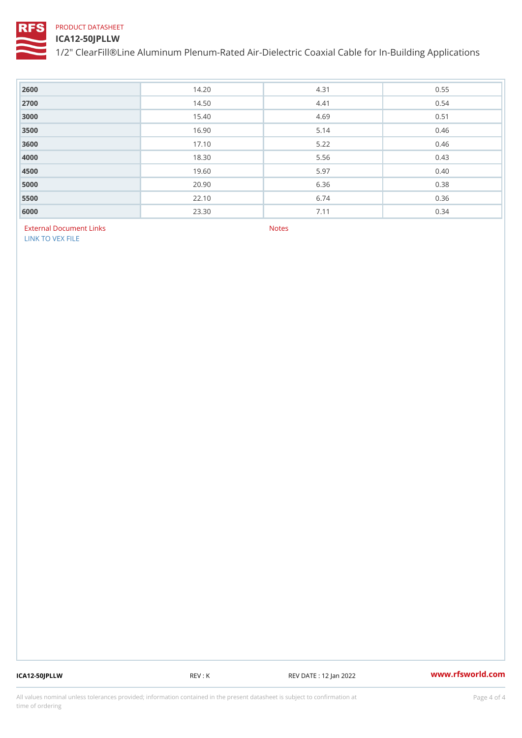| | | | |
|---|---|---|---|
| 2600 | 14.20 | 4.31 | 0.55 |
| 2700 | 14.50 | 4.41 | 0.54 |
| 3000 | 15.40 | 4.69 | 0.51 |
| 3500 | 16.90 | 5.14 | 0.46 |
| 3600 | 17.10 | 5.22 | 0.46 |
| 4000 | 18.30 | 5.56 | 0.43 |
| 4500 | 19.60 | 5.97 | 0.40 |
| 5000 | 20.90 | 6.36 | 0.38 |
| 5500 | 22.10 | 6.74 | 0.36 |
| 6000 | 23.30 | 7.11 | 0.34 |

External Document Links

LINK TO VEX FILE

Notes

ICA12-50JPLLW REV : K REV DATE : 12 Jan 2022 www.rfsworld.com

All values nominal unless tolerances provided; information contained in the present datasheet is subject to confirmation at time of ordering